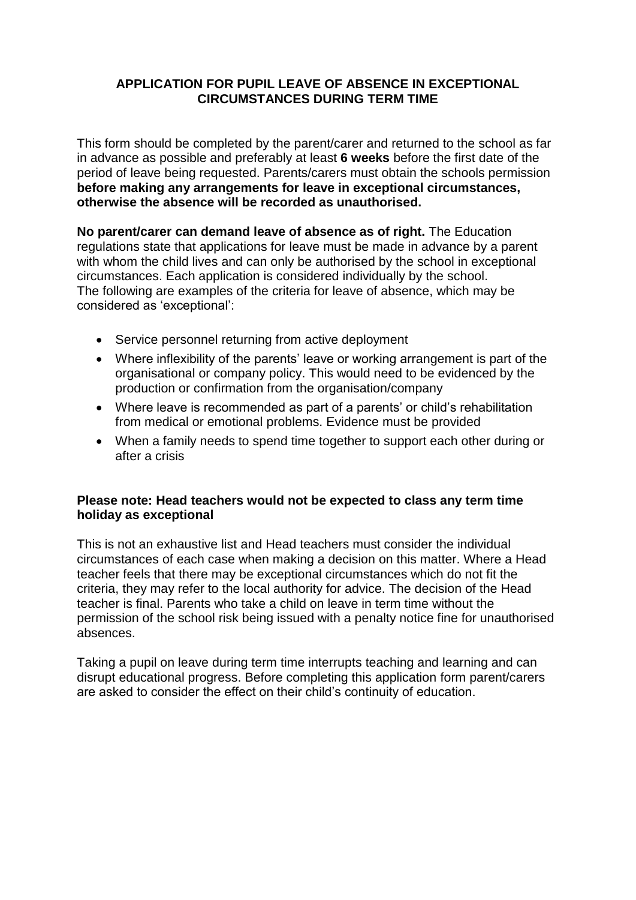# APPLICATION FOR PUPIL LEAVE OF ABSENCE IN EXCEPTIONAL CIRCUMSTANCES DURING TERM TIME

This form should be completed by the parent/carer and returned to the school as far in advance as possible and preferably at least **6 weeks** before the first date of the period of leave being requested. Parents/carers must obtain the schools permission **before making any arrangements for leave in exceptional circumstances, otherwise the absence will be recorded as unauthorised.**

**No parent/carer can demand leave of absence as of right.** The Education regulations state that applications for leave must be made in advance by a parent with whom the child lives and can only be authorised by the school in exceptional circumstances. Each application is considered individually by the school.
The following are examples of the criteria for leave of absence, which may be considered as 'exceptional':

- Service personnel returning from active deployment
- Where inflexibility of the parents' leave or working arrangement is part of the organisational or company policy. This would need to be evidenced by the production or confirmation from the organisation/company
- Where leave is recommended as part of a parents' or child's rehabilitation from medical or emotional problems. Evidence must be provided
- When a family needs to spend time together to support each other during or after a crisis

**Please note: Head teachers would not be expected to class any term time holiday as exceptional**

This is not an exhaustive list and Head teachers must consider the individual circumstances of each case when making a decision on this matter. Where a Head teacher feels that there may be exceptional circumstances which do not fit the criteria, they may refer to the local authority for advice. The decision of the Head teacher is final. Parents who take a child on leave in term time without the permission of the school risk being issued with a penalty notice fine for unauthorised absences.

Taking a pupil on leave during term time interrupts teaching and learning and can disrupt educational progress. Before completing this application form parent/carers are asked to consider the effect on their child's continuity of education.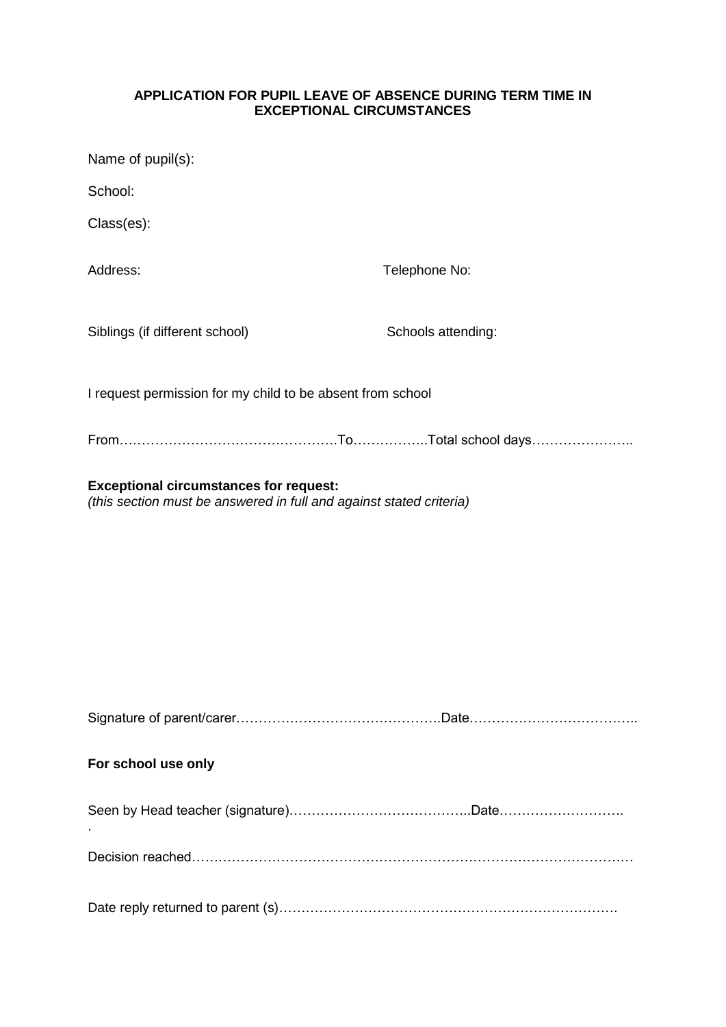**APPLICATION FOR PUPIL LEAVE OF ABSENCE DURING TERM TIME IN EXCEPTIONAL CIRCUMSTANCES**

Name of pupil(s):

School:

Class(es):

Address: Telephone No:

Siblings (if different school) Schools attending:

I request permission for my child to be absent from school

From…………………………………………To……………..Total school days…………………..

**Exceptional circumstances for request:**
*(this section must be answered in full and against stated criteria)*

Signature of parent/carer……………………………………….Date………………………………..

**For school use only**

Seen by Head teacher (signature)…………………………………..Date……………………….
.

Decision reached……………………………………………………………………………………

Date reply returned to parent (s)………………………………………………………………….